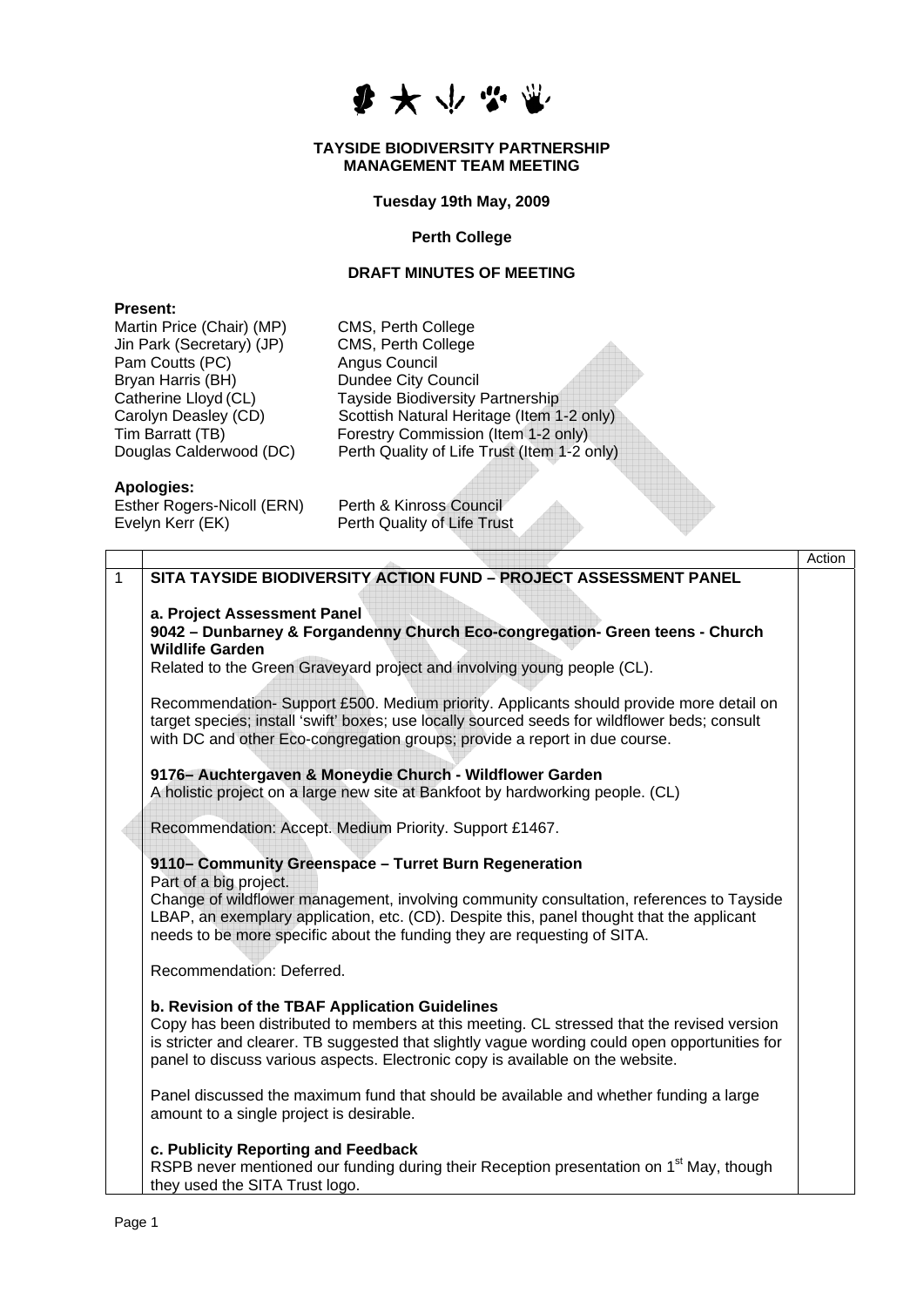**TAYSIDE BIODIVERSITY PARTNERSHIP**
**MANAGEMENT TEAM MEETING**

**Tuesday 19th May, 2009**

**Perth College**

**DRAFT MINUTES OF MEETING**

**Present:**

Martin Price (Chair) (MP) CMS, Perth College
Jin Park (Secretary) (JP) CMS, Perth College
Pam Coutts (PC) Angus Council
Bryan Harris (BH) Dundee City Council
Catherine Lloyd (CL) Tayside Biodiversity Partnership
Carolyn Deasley (CD) Scottish Natural Heritage (Item 1-2 only)
Tim Barratt (TB) Forestry Commission (Item 1-2 only)
Douglas Calderwood (DC) Perth Quality of Life Trust (Item 1-2 only)

**Apologies:**

Esther Rogers-Nicoll (ERN) Perth & Kinross Council
Evelyn Kerr (EK) Perth Quality of Life Trust

| | | Action |
|---|---|---|
| 1 | **SITA TAYSIDE BIODIVERSITY ACTION FUND – PROJECT ASSESSMENT PANEL**<br><br>**a. Project Assessment Panel**<br>**9042 – Dunbarney & Forgandenny Church Eco-congregation- Green teens - Church Wildlife Garden**<br>Related to the Green Graveyard project and involving young people (CL).<br><br>Recommendation- Support £500. Medium priority. Applicants should provide more detail on target species; install 'swift' boxes; use locally sourced seeds for wildflower beds; consult with DC and other Eco-congregation groups; provide a report in due course.<br><br>**9176– Auchtergaven & Moneydie Church - Wildflower Garden**<br>A holistic project on a large new site at Bankfoot by hardworking people. (CL)<br><br>Recommendation: Accept. Medium Priority. Support £1467.<br><br>**9110– Community Greenspace – Turret Burn Regeneration**<br>Part of a big project.<br>Change of wildflower management, involving community consultation, references to Tayside LBAP, an exemplary application, etc. (CD). Despite this, panel thought that the applicant needs to be more specific about the funding they are requesting of SITA.<br><br>Recommendation: Deferred.<br><br>**b. Revision of the TBAF Application Guidelines**<br>Copy has been distributed to members at this meeting. CL stressed that the revised version is stricter and clearer. TB suggested that slightly vague wording could open opportunities for panel to discuss various aspects. Electronic copy is available on the website.<br><br>Panel discussed the maximum fund that should be available and whether funding a large amount to a single project is desirable.<br><br>**c. Publicity Reporting and Feedback**<br>RSPB never mentioned our funding during their Reception presentation on 1st May, though they used the SITA Trust logo. | |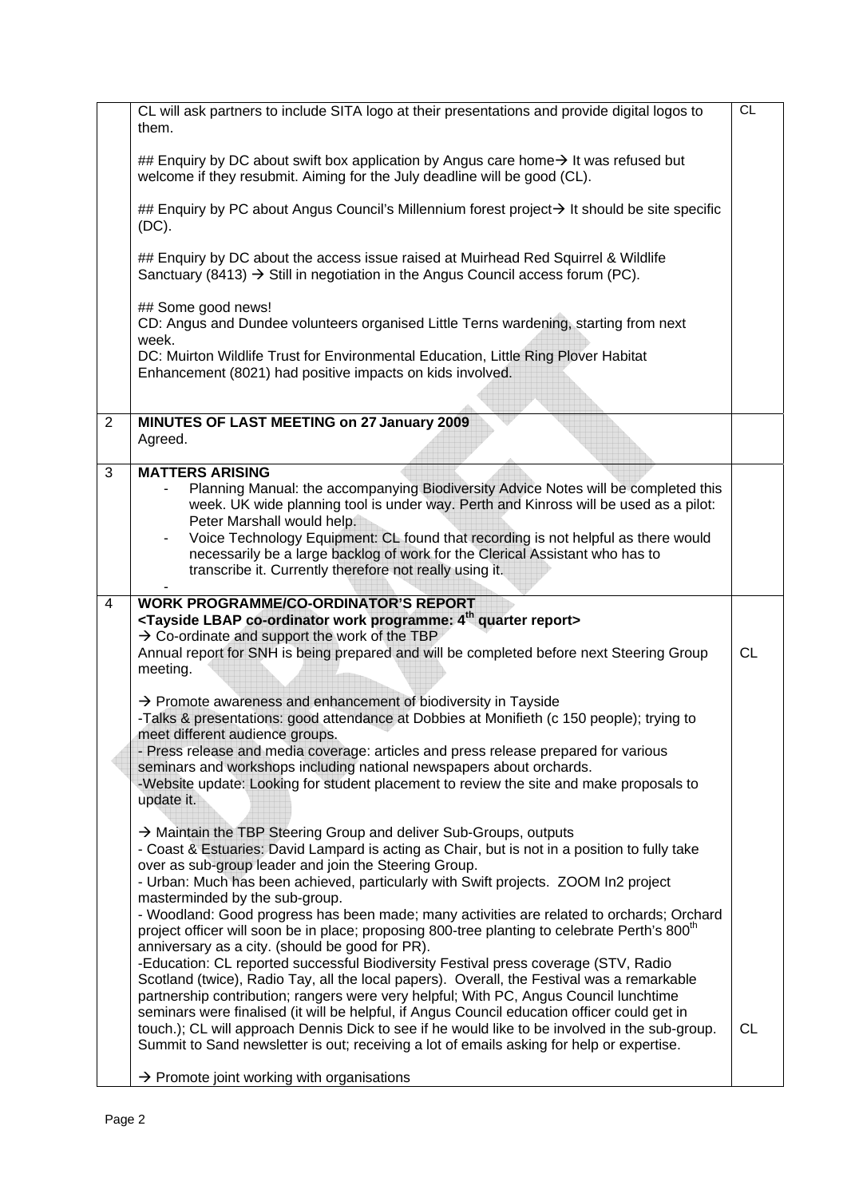| | | |
|---|---|---|
| | CL will ask partners to include SITA logo at their presentations and provide digital logos to them.<br><br>## Enquiry by DC about swift box application by Angus care home→ It was refused but welcome if they resubmit. Aiming for the July deadline will be good (CL).<br><br>## Enquiry by PC about Angus Council's Millennium forest project→ It should be site specific (DC).<br><br>## Enquiry by DC about the access issue raised at Muirhead Red Squirrel & Wildlife Sanctuary (8413) → Still in negotiation in the Angus Council access forum (PC).<br><br>## Some good news!<br>CD: Angus and Dundee volunteers organised Little Terns wardening, starting from next week.<br>DC: Muirton Wildlife Trust for Environmental Education, Little Ring Plover Habitat Enhancement (8021) had positive impacts on kids involved. | CL |
| 2 | **MINUTES OF LAST MEETING on 27 January 2009**<br>Agreed. | |
| 3 | **MATTERS ARISING**<br>- Planning Manual: the accompanying Biodiversity Advice Notes will be completed this week. UK wide planning tool is under way. Perth and Kinross will be used as a pilot: Peter Marshall would help.<br>- Voice Technology Equipment: CL found that recording is not helpful as there would necessarily be a large backlog of work for the Clerical Assistant who has to transcribe it. Currently therefore not really using it.<br>- | |
| 4 | **WORK PROGRAMME/CO-ORDINATOR'S REPORT**<br>**<Tayside LBAP co-ordinator work programme: 4th quarter report>**<br>→ Co-ordinate and support the work of the TBP<br>Annual report for SNH is being prepared and will be completed before next Steering Group meeting.<br><br>→ Promote awareness and enhancement of biodiversity in Tayside<br>-Talks & presentations: good attendance at Dobbies at Monifieth (c 150 people); trying to meet different audience groups.<br>- Press release and media coverage: articles and press release prepared for various seminars and workshops including national newspapers about orchards.<br>-Website update: Looking for student placement to review the site and make proposals to update it.<br><br>→ Maintain the TBP Steering Group and deliver Sub-Groups, outputs<br>- Coast & Estuaries: David Lampard is acting as Chair, but is not in a position to fully take over as sub-group leader and join the Steering Group.<br>- Urban: Much has been achieved, particularly with Swift projects. ZOOM In2 project masterminded by the sub-group.<br>- Woodland: Good progress has been made; many activities are related to orchards; Orchard project officer will soon be in place; proposing 800-tree planting to celebrate Perth's 800th anniversary as a city. (should be good for PR).<br>-Education: CL reported successful Biodiversity Festival press coverage (STV, Radio Scotland (twice), Radio Tay, all the local papers). Overall, the Festival was a remarkable partnership contribution; rangers were very helpful; With PC, Angus Council lunchtime seminars were finalised (it will be helpful, if Angus Council education officer could get in touch.); CL will approach Dennis Dick to see if he would like to be involved in the sub-group. Summit to Sand newsletter is out; receiving a lot of emails asking for help or expertise.<br><br>→ Promote joint working with organisations | CL<br><br>CL |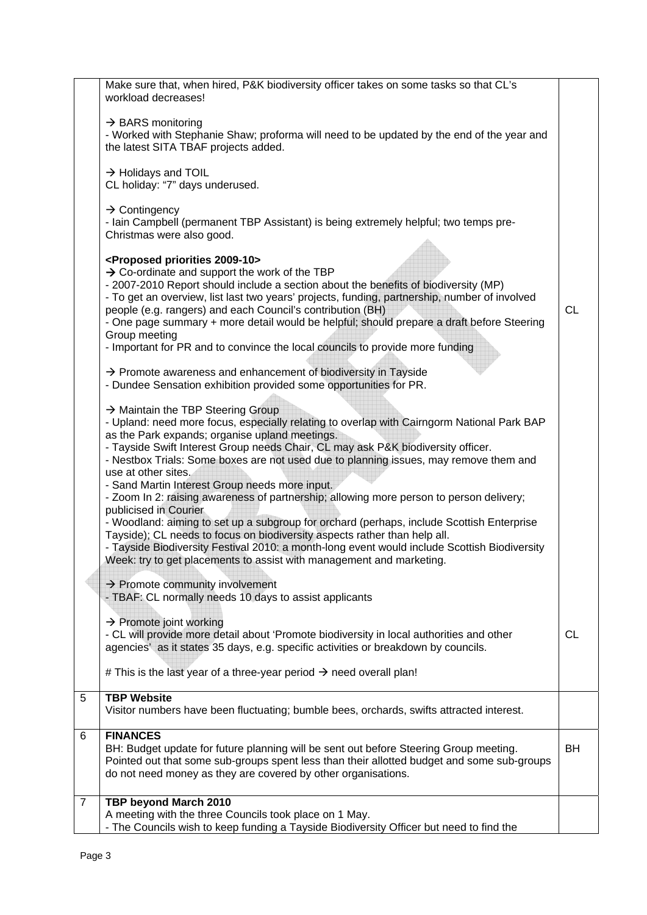| | | |
|---|---|---|
| | Make sure that, when hired, P&K biodiversity officer takes on some tasks so that CL's workload decreases!<br><br>→ BARS monitoring<br>- Worked with Stephanie Shaw; proforma will need to be updated by the end of the year and the latest SITA TBAF projects added.<br><br>→ Holidays and TOIL<br>CL holiday: "7" days underused.<br><br>→ Contingency<br>- Iain Campbell (permanent TBP Assistant) is being extremely helpful; two temps pre-Christmas were also good.<br><br>**<Proposed priorities 2009-10>**<br>→ Co-ordinate and support the work of the TBP<br>- 2007-2010 Report should include a section about the benefits of biodiversity (MP)<br>- To get an overview, list last two years' projects, funding, partnership, number of involved people (e.g. rangers) and each Council's contribution (BH)<br>- One page summary + more detail would be helpful; should prepare a draft before Steering Group meeting<br>- Important for PR and to convince the local councils to provide more funding<br><br>→ Promote awareness and enhancement of biodiversity in Tayside<br>- Dundee Sensation exhibition provided some opportunities for PR.<br><br>→ Maintain the TBP Steering Group<br>- Upland: need more focus, especially relating to overlap with Cairngorm National Park BAP as the Park expands; organise upland meetings.<br>- Tayside Swift Interest Group needs Chair, CL may ask P&K biodiversity officer.<br>- Nestbox Trials: Some boxes are not used due to planning issues, may remove them and use at other sites.<br>- Sand Martin Interest Group needs more input.<br>- Zoom In 2: raising awareness of partnership; allowing more person to person delivery; publicised in Courier<br>- Woodland: aiming to set up a subgroup for orchard (perhaps, include Scottish Enterprise Tayside); CL needs to focus on biodiversity aspects rather than help all.<br>- Tayside Biodiversity Festival 2010: a month-long event would include Scottish Biodiversity Week: try to get placements to assist with management and marketing.<br><br>→ Promote community involvement<br>- TBAF: CL normally needs 10 days to assist applicants<br><br>→ Promote joint working<br>- CL will provide more detail about 'Promote biodiversity in local authorities and other agencies' as it states 35 days, e.g. specific activities or breakdown by councils.<br><br># This is the last year of a three-year period → need overall plan! | CL<br><br><br><br>CL |
| 5 | **TBP Website**<br>Visitor numbers have been fluctuating; bumble bees, orchards, swifts attracted interest. | |
| 6 | **FINANCES**<br>BH: Budget update for future planning will be sent out before Steering Group meeting. Pointed out that some sub-groups spent less than their allotted budget and some sub-groups do not need money as they are covered by other organisations. | BH |
| 7 | **TBP beyond March 2010**<br>A meeting with the three Councils took place on 1 May.<br>- The Councils wish to keep funding a Tayside Biodiversity Officer but need to find the | |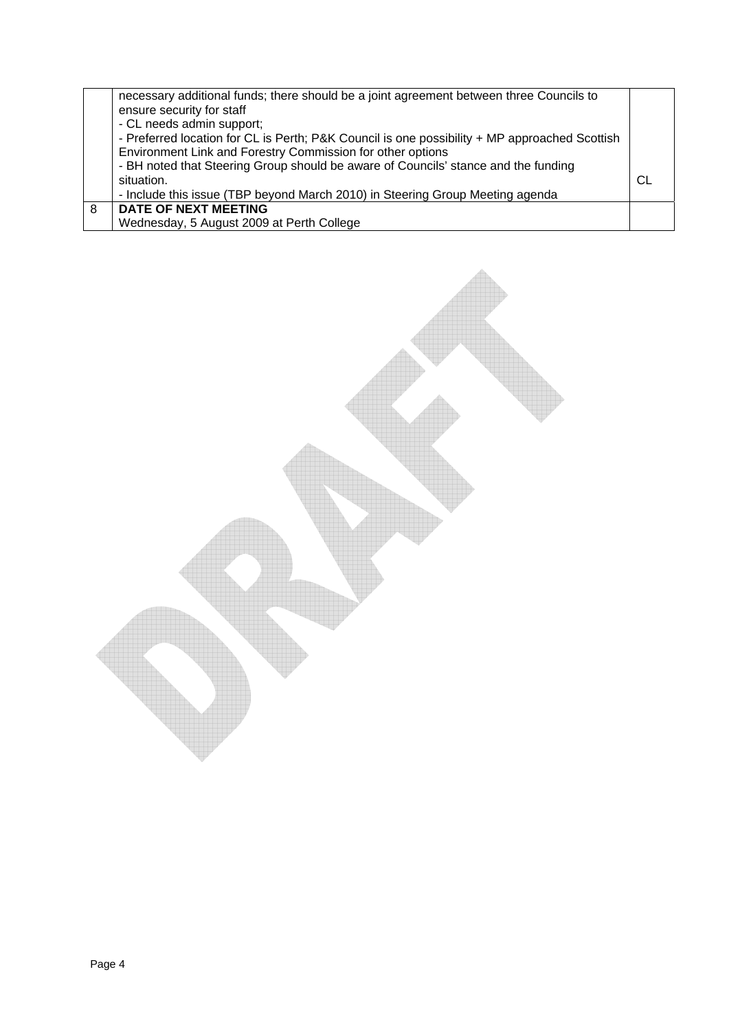| | | |
|---|---|---|
| | necessary additional funds; there should be a joint agreement between three Councils to ensure security for staff<br>- CL needs admin support;<br>- Preferred location for CL is Perth; P&K Council is one possibility + MP approached Scottish Environment Link and Forestry Commission for other options<br>- BH noted that Steering Group should be aware of Councils' stance and the funding situation.<br>- Include this issue (TBP beyond March 2010) in Steering Group Meeting agenda | CL |
| 8 | **DATE OF NEXT MEETING**<br>Wednesday, 5 August 2009 at Perth College | |

DRAFT